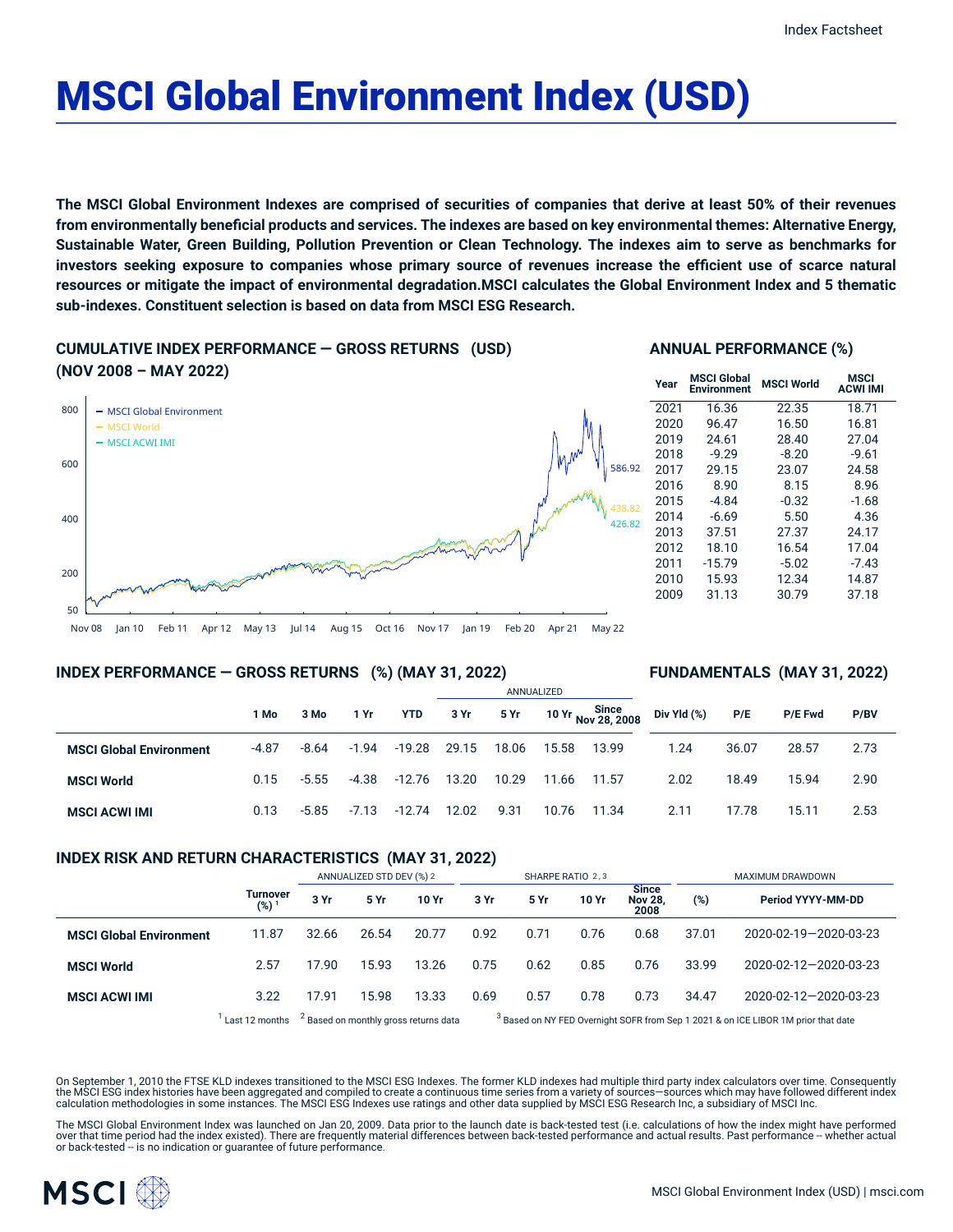# MSCI Global Environment Index (USD)

**The MSCI Global Environment Indexes are comprised of securities of companies that derive at least 50% of their revenues from environmentally beneficial products and services. The indexes are based on key environmental themes: Alternative Energy, Sustainable Water, Green Building, Pollution Prevention or Clean Technology. The indexes aim to serve as benchmarks for investors seeking exposure to companies whose primary source of revenues increase the efficient use of scarce natural resources or mitigate the impact of environmental degradation.MSCI calculates the Global Environment Index and 5 thematic sub-indexes. Constituent selection is based on data from MSCI ESG Research.**

## CUMULATIVE INDEX PERFORMANCE — GROSS RETURNS (USD) (NOV 2008 – MAY 2022)

- MSCI Global Environment: 586.92
- MSCI World: 438.82
- MSCI ACWI IMI: 426.82

## ANNUAL PERFORMANCE (%)

| Year | MSCI Global Environment | MSCI World | MSCI ACWI IMI |
|---|---|---|---|
| 2021 | 16.36 | 22.35 | 18.71 |
| 2020 | 96.47 | 16.50 | 16.81 |
| 2019 | 24.61 | 28.40 | 27.04 |
| 2018 | -9.29 | -8.20 | -9.61 |
| 2017 | 29.15 | 23.07 | 24.58 |
| 2016 | 8.90 | 8.15 | 8.96 |
| 2015 | -4.84 | -0.32 | -1.68 |
| 2014 | -6.69 | 5.50 | 4.36 |
| 2013 | 37.51 | 27.37 | 24.17 |
| 2012 | 18.10 | 16.54 | 17.04 |
| 2011 | -15.79 | -5.02 | -7.43 |
| 2010 | 15.93 | 12.34 | 14.87 |
| 2009 | 31.13 | 30.79 | 37.18 |

## INDEX PERFORMANCE — GROSS RETURNS (%) (MAY 31, 2022) / FUNDAMENTALS (MAY 31, 2022)

| | | | | | ANNUALIZED | | | | | | | |
|---|---|---|---|---|---|---|---|---|---|---|---|---|
| | 1 Mo | 3 Mo | 1 Yr | YTD | 3 Yr | 5 Yr | 10 Yr | Since Nov 28, 2008 | Div Yld (%) | P/E | P/E Fwd | P/BV |
| **MSCI Global Environment** | -4.87 | -8.64 | -1.94 | -19.28 | 29.15 | 18.06 | 15.58 | 13.99 | 1.24 | 36.07 | 28.57 | 2.73 |
| **MSCI World** | 0.15 | -5.55 | -4.38 | -12.76 | 13.20 | 10.29 | 11.66 | 11.57 | 2.02 | 18.49 | 15.94 | 2.90 |
| **MSCI ACWI IMI** | 0.13 | -5.85 | -7.13 | -12.74 | 12.02 | 9.31 | 10.76 | 11.34 | 2.11 | 17.78 | 15.11 | 2.53 |

## INDEX RISK AND RETURN CHARACTERISTICS (MAY 31, 2022)

| | | ANNUALIZED STD DEV (%) [2] | | | SHARPE RATIO [2,3] | | | | MAXIMUM DRAWDOWN | |
|---|---|---|---|---|---|---|---|---|---|---|
| | Turnover (%) [1] | 3 Yr | 5 Yr | 10 Yr | 3 Yr | 5 Yr | 10 Yr | Since Nov 28, 2008 | (%) | Period YYYY-MM-DD |
| **MSCI Global Environment** | 11.87 | 32.66 | 26.54 | 20.77 | 0.92 | 0.71 | 0.76 | 0.68 | 37.01 | 2020-02-19—2020-03-23 |
| **MSCI World** | 2.57 | 17.90 | 15.93 | 13.26 | 0.75 | 0.62 | 0.85 | 0.76 | 33.99 | 2020-02-12—2020-03-23 |
| **MSCI ACWI IMI** | 3.22 | 17.91 | 15.98 | 13.33 | 0.69 | 0.57 | 0.78 | 0.73 | 34.47 | 2020-02-12—2020-03-23 |

[1] Last 12 months [2] Based on monthly gross returns data [3] Based on NY FED Overnight SOFR from Sep 1 2021 & on ICE LIBOR 1M prior that date

On September 1, 2010 the FTSE KLD indexes transitioned to the MSCI ESG Indexes. The former KLD indexes had multiple third party index calculators over time. Consequently the MSCI ESG index histories have been aggregated and compiled to create a continuous time series from a variety of sources—sources which may have followed different index calculation methodologies in some instances. The MSCI ESG Indexes use ratings and other data supplied by MSCI ESG Research Inc, a subsidiary of MSCI Inc.

The MSCI Global Environment Index was launched on Jan 20, 2009. Data prior to the launch date is back-tested test (i.e. calculations of how the index might have performed over that time period had the index existed). There are frequently material differences between back-tested performance and actual results. Past performance -- whether actual or back-tested -- is no indication or guarantee of future performance.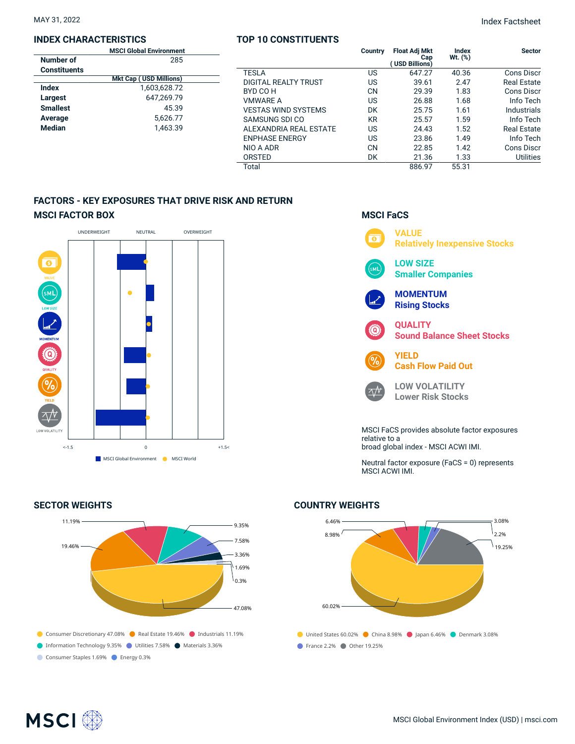MAY 31, 2022

Index Factsheet

## INDEX CHARACTERISTICS

| | MSCI Global Environment |
|---|---|
| Number of Constituents | 285 |
| | **Mkt Cap ( USD Millions)** |
| Index | 1,603,628.72 |
| Largest | 647,269.79 |
| Smallest | 45.39 |
| Average | 5,626.77 |
| Median | 1,463.39 |

## TOP 10 CONSTITUENTS

| | Country | Float Adj Mkt Cap ( USD Billions) | Index Wt. (%) | Sector |
|---|---|---|---|---|
| TESLA | US | 647.27 | 40.36 | Cons Discr |
| DIGITAL REALTY TRUST | US | 39.61 | 2.47 | Real Estate |
| BYD CO H | CN | 29.39 | 1.83 | Cons Discr |
| VMWARE A | US | 26.88 | 1.68 | Info Tech |
| VESTAS WIND SYSTEMS | DK | 25.75 | 1.61 | Industrials |
| SAMSUNG SDI CO | KR | 25.57 | 1.59 | Info Tech |
| ALEXANDRIA REAL ESTATE | US | 24.43 | 1.52 | Real Estate |
| ENPHASE ENERGY | US | 23.86 | 1.49 | Info Tech |
| NIO A ADR | CN | 22.85 | 1.42 | Cons Discr |
| ORSTED | DK | 21.36 | 1.33 | Utilities |
| Total | | 886.97 | 55.31 | |

## FACTORS - KEY EXPOSURES THAT DRIVE RISK AND RETURN

### MSCI FACTOR BOX

UNDERWEIGHT | NEUTRAL | OVERWEIGHT

VALUE, LOW SIZE, MOMENTUM, QUALITY, YIELD, LOW VOLATILITY

<-1.5 | 0 | +1.5<

MSCI Global Environment | MSCI World

### MSCI FaCS

**VALUE**
Relatively Inexpensive Stocks

**LOW SIZE**
Smaller Companies

**MOMENTUM**
Rising Stocks

**QUALITY**
Sound Balance Sheet Stocks

**YIELD**
Cash Flow Paid Out

**LOW VOLATILITY**
Lower Risk Stocks

MSCI FaCS provides absolute factor exposures relative to a broad global index - MSCI ACWI IMI.

Neutral factor exposure (FaCS = 0) represents MSCI ACWI IMI.

## SECTOR WEIGHTS

- Consumer Discretionary 47.08%
- Real Estate 19.46%
- Industrials 11.19%
- Information Technology 9.35%
- Utilities 7.58%
- Materials 3.36%
- Consumer Staples 1.69%
- Energy 0.3%

## COUNTRY WEIGHTS

- United States 60.02%
- China 8.98%
- Japan 6.46%
- Denmark 3.08%
- France 2.2%
- Other 19.25%

MSCI Global Environment Index (USD) | msci.com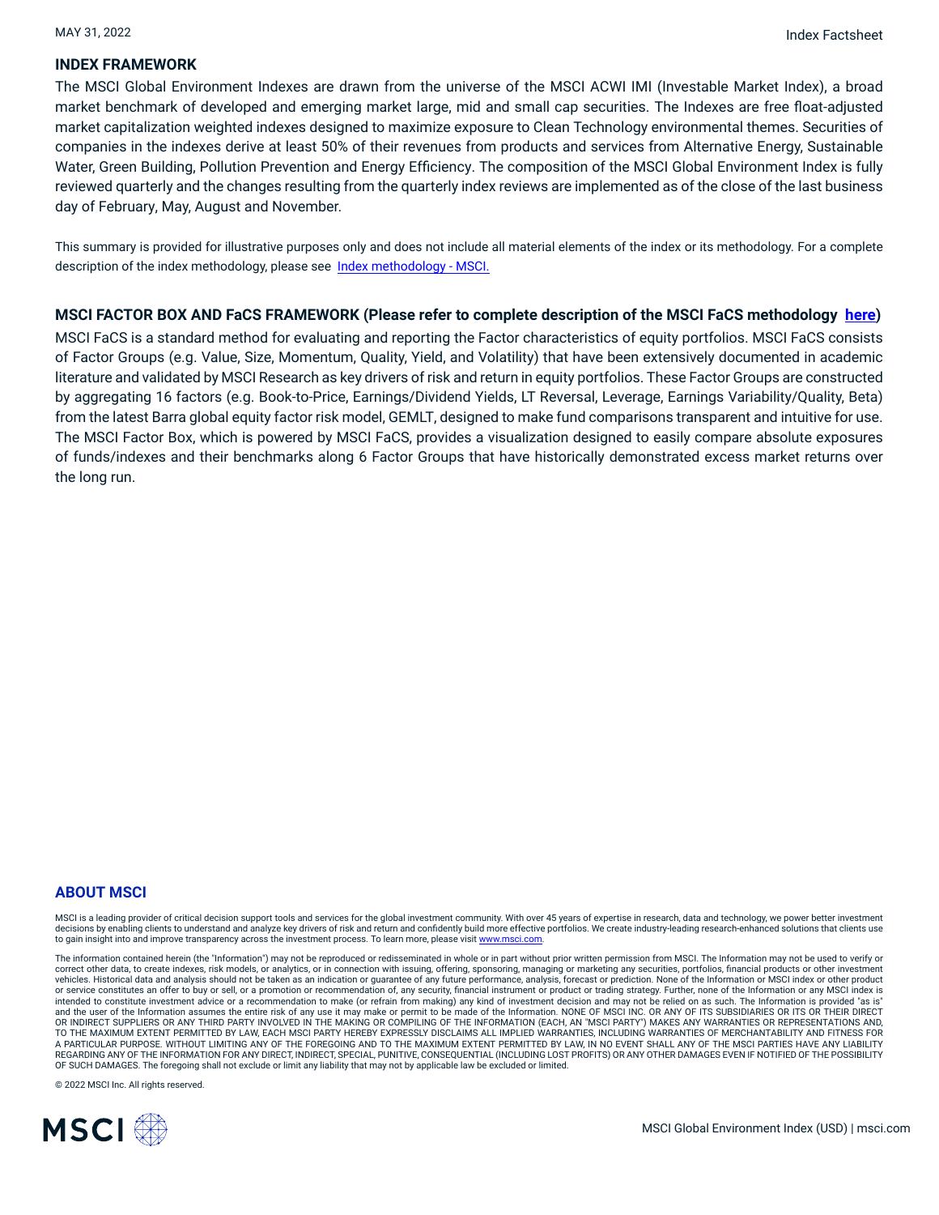## INDEX FRAMEWORK

The MSCI Global Environment Indexes are drawn from the universe of the MSCI ACWI IMI (Investable Market Index), a broad market benchmark of developed and emerging market large, mid and small cap securities. The Indexes are free float-adjusted market capitalization weighted indexes designed to maximize exposure to Clean Technology environmental themes. Securities of companies in the indexes derive at least 50% of their revenues from products and services from Alternative Energy, Sustainable Water, Green Building, Pollution Prevention and Energy Efficiency. The composition of the MSCI Global Environment Index is fully reviewed quarterly and the changes resulting from the quarterly index reviews are implemented as of the close of the last business day of February, May, August and November.

This summary is provided for illustrative purposes only and does not include all material elements of the index or its methodology. For a complete description of the index methodology, please see Index methodology - MSCI.

## MSCI FACTOR BOX AND FaCS FRAMEWORK (Please refer to complete description of the MSCI FaCS methodology here)

MSCI FaCS is a standard method for evaluating and reporting the Factor characteristics of equity portfolios. MSCI FaCS consists of Factor Groups (e.g. Value, Size, Momentum, Quality, Yield, and Volatility) that have been extensively documented in academic literature and validated by MSCI Research as key drivers of risk and return in equity portfolios. These Factor Groups are constructed by aggregating 16 factors (e.g. Book-to-Price, Earnings/Dividend Yields, LT Reversal, Leverage, Earnings Variability/Quality, Beta) from the latest Barra global equity factor risk model, GEMLT, designed to make fund comparisons transparent and intuitive for use. The MSCI Factor Box, which is powered by MSCI FaCS, provides a visualization designed to easily compare absolute exposures of funds/indexes and their benchmarks along 6 Factor Groups that have historically demonstrated excess market returns over the long run.

## ABOUT MSCI

MSCI is a leading provider of critical decision support tools and services for the global investment community. With over 45 years of expertise in research, data and technology, we power better investment decisions by enabling clients to understand and analyze key drivers of risk and return and confidently build more effective portfolios. We create industry-leading research-enhanced solutions that clients use to gain insight into and improve transparency across the investment process. To learn more, please visit www.msci.com.

The information contained herein (the "Information") may not be reproduced or redisseminated in whole or in part without prior written permission from MSCI. The Information may not be used to verify or correct other data, to create indexes, risk models, or analytics, or in connection with issuing, offering, sponsoring, managing or marketing any securities, portfolios, financial products or other investment vehicles. Historical data and analysis should not be taken as an indication or guarantee of any future performance, analysis, forecast or prediction. None of the Information or MSCI index or other product or service constitutes an offer to buy or sell, or a promotion or recommendation of, any security, financial instrument or product or trading strategy. Further, none of the Information or any MSCI index is intended to constitute investment advice or a recommendation to make (or refrain from making) any kind of investment decision and may not be relied on as such. The Information is provided "as is" and the user of the Information assumes the entire risk of any use it may make or permit to be made of the Information. NONE OF MSCI INC. OR ANY OF ITS SUBSIDIARIES OR ITS OR THEIR DIRECT OR INDIRECT SUPPLIERS OR ANY THIRD PARTY INVOLVED IN THE MAKING OR COMPILING OF THE INFORMATION (EACH, AN "MSCI PARTY") MAKES ANY WARRANTIES OR REPRESENTATIONS AND, TO THE MAXIMUM EXTENT PERMITTED BY LAW, EACH MSCI PARTY HEREBY EXPRESSLY DISCLAIMS ALL IMPLIED WARRANTIES, INCLUDING WARRANTIES OF MERCHANTABILITY AND FITNESS FOR A PARTICULAR PURPOSE. WITHOUT LIMITING ANY OF THE FOREGOING AND TO THE MAXIMUM EXTENT PERMITTED BY LAW, IN NO EVENT SHALL ANY OF THE MSCI PARTIES HAVE ANY LIABILITY REGARDING ANY OF THE INFORMATION FOR ANY DIRECT, INDIRECT, SPECIAL, PUNITIVE, CONSEQUENTIAL (INCLUDING LOST PROFITS) OR ANY OTHER DAMAGES EVEN IF NOTIFIED OF THE POSSIBILITY OF SUCH DAMAGES. The foregoing shall not exclude or limit any liability that may not by applicable law be excluded or limited.

© 2022 MSCI Inc. All rights reserved.